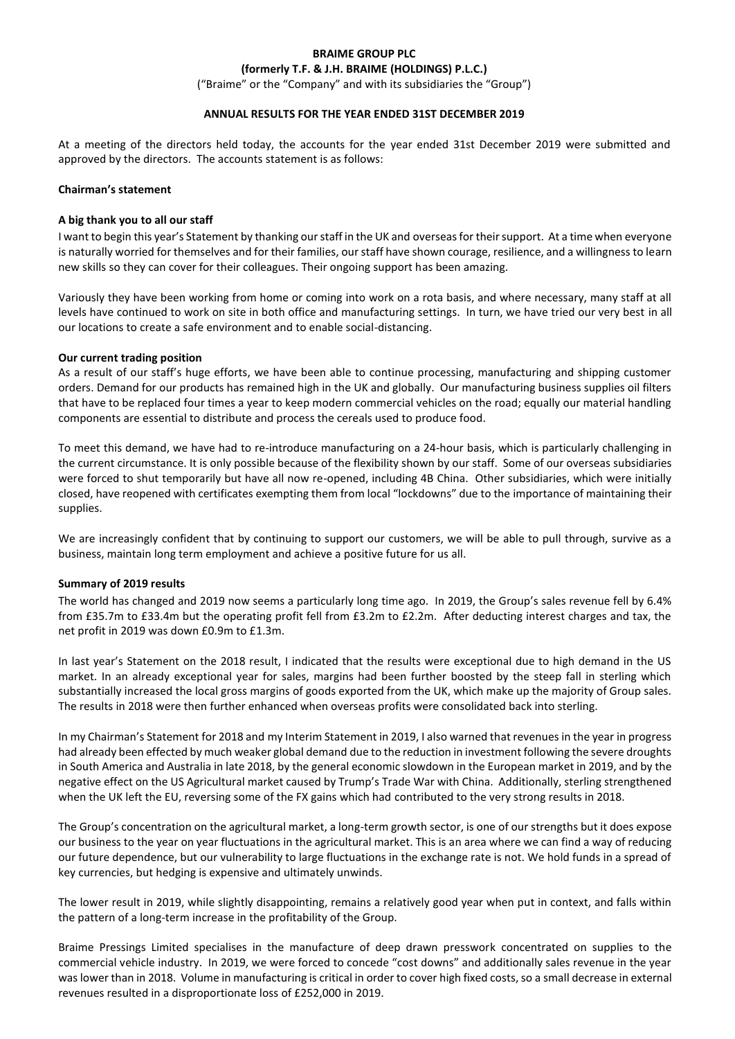**BRAIME GROUP PLC**

**(formerly T.F. & J.H. BRAIME (HOLDINGS) P.L.C.)**

("Braime" or the "Company" and with its subsidiaries the "Group")

**ANNUAL RESULTS FOR THE YEAR ENDED 31ST DECEMBER 2019**

At a meeting of the directors held today, the accounts for the year ended 31st December 2019 were submitted and approved by the directors. The accounts statement is as follows:

**Chairman's statement**

**A big thank you to all our staff**

I want to begin this year's Statement by thanking our staff in the UK and overseas for their support. At a time when everyone is naturally worried for themselves and for their families, our staff have shown courage, resilience, and a willingness to learn new skills so they can cover for their colleagues. Their ongoing support has been amazing.

Variously they have been working from home or coming into work on a rota basis, and where necessary, many staff at all levels have continued to work on site in both office and manufacturing settings. In turn, we have tried our very best in all our locations to create a safe environment and to enable social-distancing.

**Our current trading position**

As a result of our staff's huge efforts, we have been able to continue processing, manufacturing and shipping customer orders. Demand for our products has remained high in the UK and globally. Our manufacturing business supplies oil filters that have to be replaced four times a year to keep modern commercial vehicles on the road; equally our material handling components are essential to distribute and process the cereals used to produce food.

To meet this demand, we have had to re-introduce manufacturing on a 24-hour basis, which is particularly challenging in the current circumstance. It is only possible because of the flexibility shown by our staff. Some of our overseas subsidiaries were forced to shut temporarily but have all now re-opened, including 4B China. Other subsidiaries, which were initially closed, have reopened with certificates exempting them from local "lockdowns" due to the importance of maintaining their supplies.

We are increasingly confident that by continuing to support our customers, we will be able to pull through, survive as a business, maintain long term employment and achieve a positive future for us all.

**Summary of 2019 results**

The world has changed and 2019 now seems a particularly long time ago. In 2019, the Group's sales revenue fell by 6.4% from £35.7m to £33.4m but the operating profit fell from £3.2m to £2.2m. After deducting interest charges and tax, the net profit in 2019 was down £0.9m to £1.3m.

In last year's Statement on the 2018 result, I indicated that the results were exceptional due to high demand in the US market. In an already exceptional year for sales, margins had been further boosted by the steep fall in sterling which substantially increased the local gross margins of goods exported from the UK, which make up the majority of Group sales. The results in 2018 were then further enhanced when overseas profits were consolidated back into sterling.

In my Chairman's Statement for 2018 and my Interim Statement in 2019, I also warned that revenues in the year in progress had already been effected by much weaker global demand due to the reduction in investment following the severe droughts in South America and Australia in late 2018, by the general economic slowdown in the European market in 2019, and by the negative effect on the US Agricultural market caused by Trump's Trade War with China. Additionally, sterling strengthened when the UK left the EU, reversing some of the FX gains which had contributed to the very strong results in 2018.

The Group's concentration on the agricultural market, a long-term growth sector, is one of our strengths but it does expose our business to the year on year fluctuations in the agricultural market. This is an area where we can find a way of reducing our future dependence, but our vulnerability to large fluctuations in the exchange rate is not. We hold funds in a spread of key currencies, but hedging is expensive and ultimately unwinds.

The lower result in 2019, while slightly disappointing, remains a relatively good year when put in context, and falls within the pattern of a long-term increase in the profitability of the Group.

Braime Pressings Limited specialises in the manufacture of deep drawn presswork concentrated on supplies to the commercial vehicle industry. In 2019, we were forced to concede "cost downs" and additionally sales revenue in the year was lower than in 2018. Volume in manufacturing is critical in order to cover high fixed costs, so a small decrease in external revenues resulted in a disproportionate loss of £252,000 in 2019.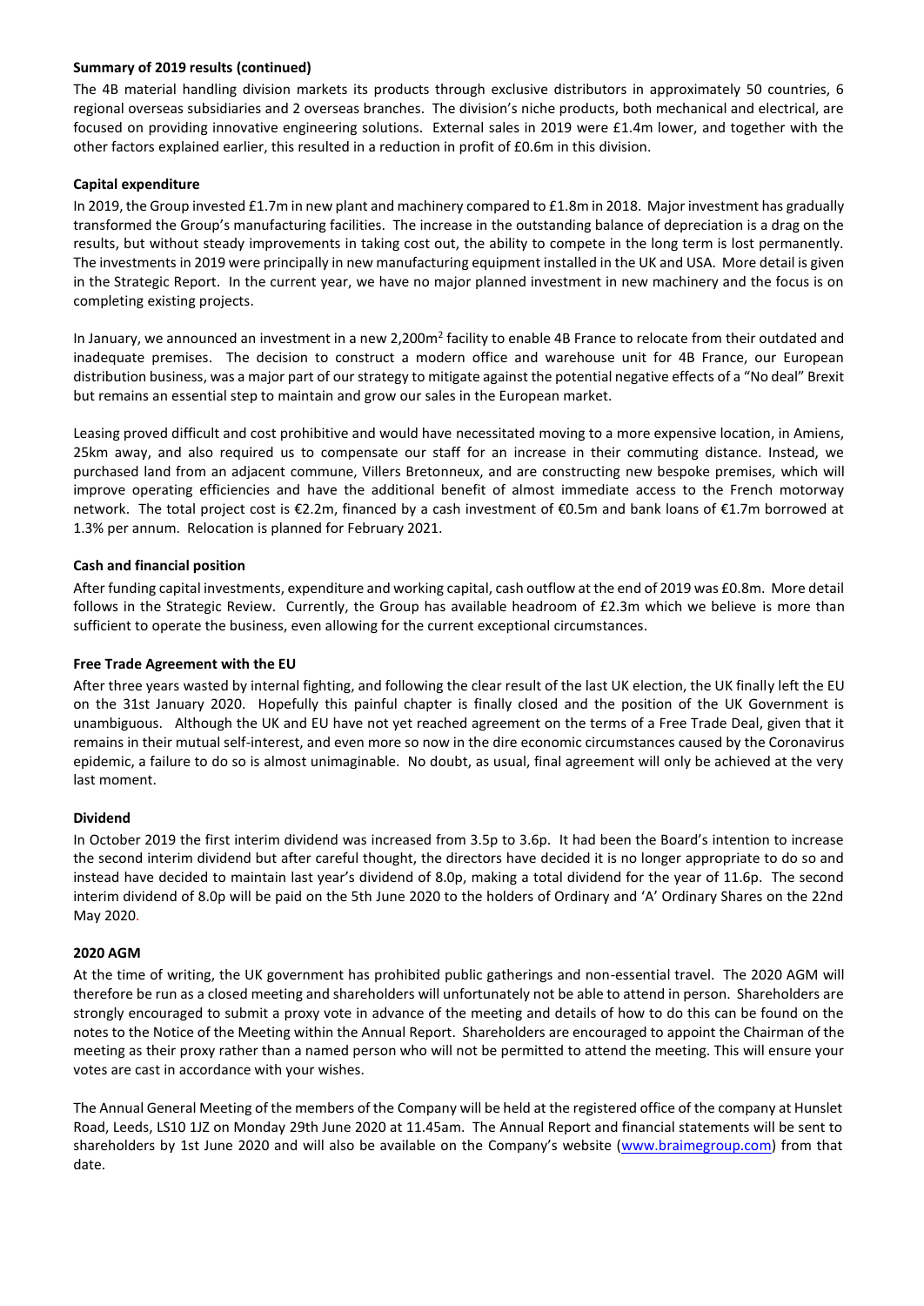**Summary of 2019 results (continued)**

The 4B material handling division markets its products through exclusive distributors in approximately 50 countries, 6 regional overseas subsidiaries and 2 overseas branches. The division's niche products, both mechanical and electrical, are focused on providing innovative engineering solutions. External sales in 2019 were £1.4m lower, and together with the other factors explained earlier, this resulted in a reduction in profit of £0.6m in this division.

**Capital expenditure**

In 2019, the Group invested £1.7m in new plant and machinery compared to £1.8m in 2018. Major investment has gradually transformed the Group's manufacturing facilities. The increase in the outstanding balance of depreciation is a drag on the results, but without steady improvements in taking cost out, the ability to compete in the long term is lost permanently. The investments in 2019 were principally in new manufacturing equipment installed in the UK and USA. More detail is given in the Strategic Report. In the current year, we have no major planned investment in new machinery and the focus is on completing existing projects.

In January, we announced an investment in a new 2,200m$^2$ facility to enable 4B France to relocate from their outdated and inadequate premises. The decision to construct a modern office and warehouse unit for 4B France, our European distribution business, was a major part of our strategy to mitigate against the potential negative effects of a "No deal" Brexit but remains an essential step to maintain and grow our sales in the European market.

Leasing proved difficult and cost prohibitive and would have necessitated moving to a more expensive location, in Amiens, 25km away, and also required us to compensate our staff for an increase in their commuting distance. Instead, we purchased land from an adjacent commune, Villers Bretonneux, and are constructing new bespoke premises, which will improve operating efficiencies and have the additional benefit of almost immediate access to the French motorway network. The total project cost is €2.2m, financed by a cash investment of €0.5m and bank loans of €1.7m borrowed at 1.3% per annum. Relocation is planned for February 2021.

**Cash and financial position**

After funding capital investments, expenditure and working capital, cash outflow at the end of 2019 was £0.8m. More detail follows in the Strategic Review. Currently, the Group has available headroom of £2.3m which we believe is more than sufficient to operate the business, even allowing for the current exceptional circumstances.

**Free Trade Agreement with the EU**

After three years wasted by internal fighting, and following the clear result of the last UK election, the UK finally left the EU on the 31st January 2020. Hopefully this painful chapter is finally closed and the position of the UK Government is unambiguous. Although the UK and EU have not yet reached agreement on the terms of a Free Trade Deal, given that it remains in their mutual self-interest, and even more so now in the dire economic circumstances caused by the Coronavirus epidemic, a failure to do so is almost unimaginable. No doubt, as usual, final agreement will only be achieved at the very last moment.

**Dividend**

In October 2019 the first interim dividend was increased from 3.5p to 3.6p. It had been the Board's intention to increase the second interim dividend but after careful thought, the directors have decided it is no longer appropriate to do so and instead have decided to maintain last year's dividend of 8.0p, making a total dividend for the year of 11.6p. The second interim dividend of 8.0p will be paid on the 5th June 2020 to the holders of Ordinary and 'A' Ordinary Shares on the 22nd May 2020.

**2020 AGM**

At the time of writing, the UK government has prohibited public gatherings and non-essential travel. The 2020 AGM will therefore be run as a closed meeting and shareholders will unfortunately not be able to attend in person. Shareholders are strongly encouraged to submit a proxy vote in advance of the meeting and details of how to do this can be found on the notes to the Notice of the Meeting within the Annual Report. Shareholders are encouraged to appoint the Chairman of the meeting as their proxy rather than a named person who will not be permitted to attend the meeting. This will ensure your votes are cast in accordance with your wishes.

The Annual General Meeting of the members of the Company will be held at the registered office of the company at Hunslet Road, Leeds, LS10 1JZ on Monday 29th June 2020 at 11.45am. The Annual Report and financial statements will be sent to shareholders by 1st June 2020 and will also be available on the Company's website (www.braimegroup.com) from that date.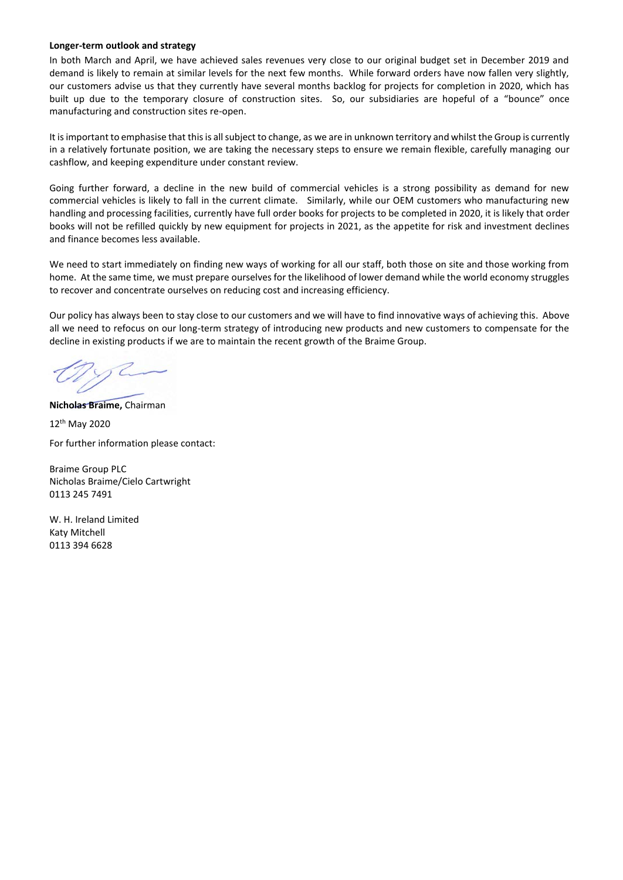**Longer-term outlook and strategy**

In both March and April, we have achieved sales revenues very close to our original budget set in December 2019 and demand is likely to remain at similar levels for the next few months. While forward orders have now fallen very slightly, our customers advise us that they currently have several months backlog for projects for completion in 2020, which has built up due to the temporary closure of construction sites. So, our subsidiaries are hopeful of a "bounce" once manufacturing and construction sites re-open.

It is important to emphasise that this is all subject to change, as we are in unknown territory and whilst the Group is currently in a relatively fortunate position, we are taking the necessary steps to ensure we remain flexible, carefully managing our cashflow, and keeping expenditure under constant review.

Going further forward, a decline in the new build of commercial vehicles is a strong possibility as demand for new commercial vehicles is likely to fall in the current climate. Similarly, while our OEM customers who manufacturing new handling and processing facilities, currently have full order books for projects to be completed in 2020, it is likely that order books will not be refilled quickly by new equipment for projects in 2021, as the appetite for risk and investment declines and finance becomes less available.

We need to start immediately on finding new ways of working for all our staff, both those on site and those working from home. At the same time, we must prepare ourselves for the likelihood of lower demand while the world economy struggles to recover and concentrate ourselves on reducing cost and increasing efficiency.

Our policy has always been to stay close to our customers and we will have to find innovative ways of achieving this. Above all we need to refocus on our long-term strategy of introducing new products and new customers to compensate for the decline in existing products if we are to maintain the recent growth of the Braime Group.

**Nicholas Braime,** Chairman

12th May 2020

For further information please contact:

Braime Group PLC
Nicholas Braime/Cielo Cartwright
0113 245 7491

W. H. Ireland Limited
Katy Mitchell
0113 394 6628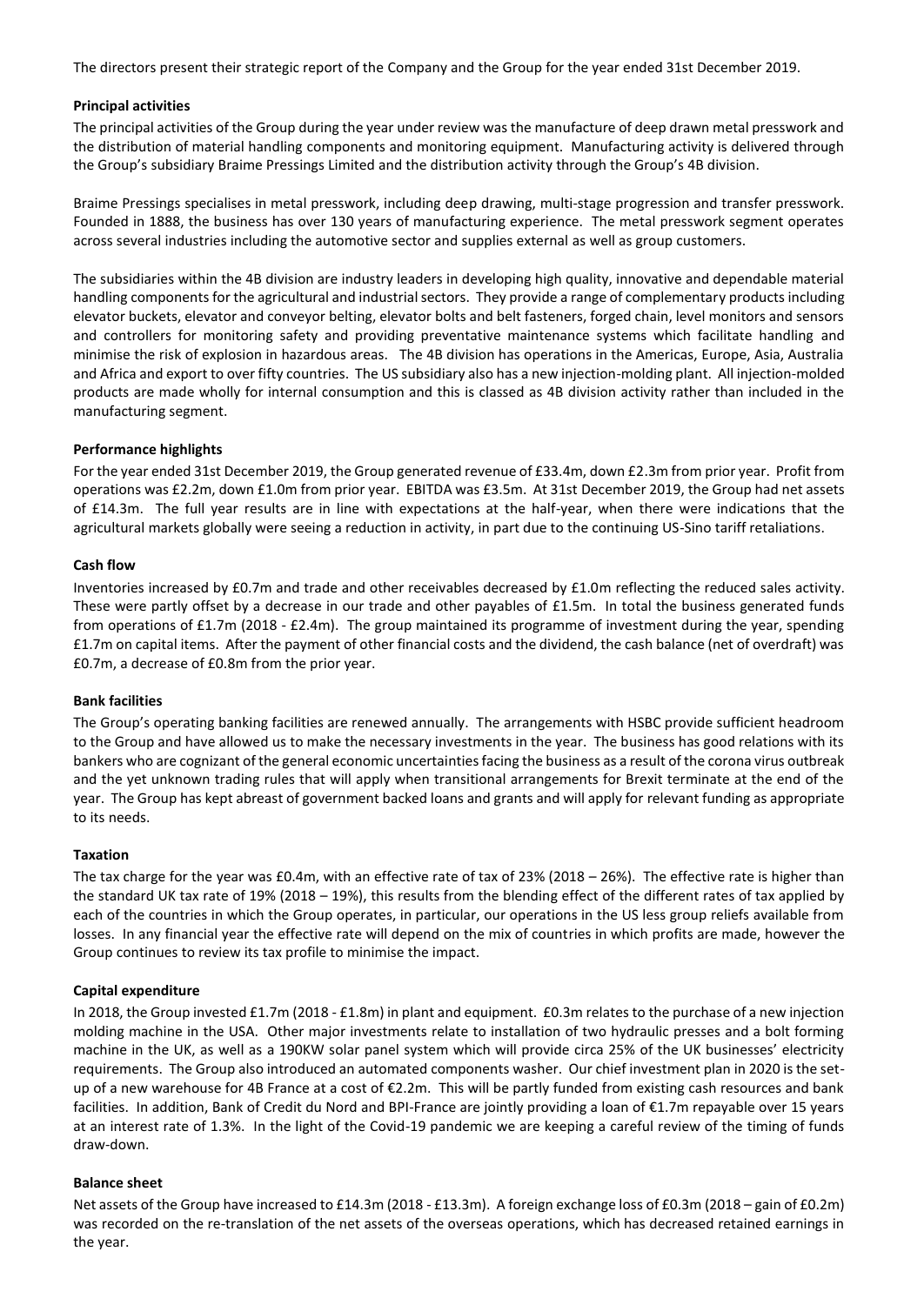The directors present their strategic report of the Company and the Group for the year ended 31st December 2019.

**Principal activities**

The principal activities of the Group during the year under review was the manufacture of deep drawn metal presswork and the distribution of material handling components and monitoring equipment. Manufacturing activity is delivered through the Group's subsidiary Braime Pressings Limited and the distribution activity through the Group's 4B division.

Braime Pressings specialises in metal presswork, including deep drawing, multi-stage progression and transfer presswork. Founded in 1888, the business has over 130 years of manufacturing experience. The metal presswork segment operates across several industries including the automotive sector and supplies external as well as group customers.

The subsidiaries within the 4B division are industry leaders in developing high quality, innovative and dependable material handling components for the agricultural and industrial sectors. They provide a range of complementary products including elevator buckets, elevator and conveyor belting, elevator bolts and belt fasteners, forged chain, level monitors and sensors and controllers for monitoring safety and providing preventative maintenance systems which facilitate handling and minimise the risk of explosion in hazardous areas. The 4B division has operations in the Americas, Europe, Asia, Australia and Africa and export to over fifty countries. The US subsidiary also has a new injection-molding plant. All injection-molded products are made wholly for internal consumption and this is classed as 4B division activity rather than included in the manufacturing segment.

**Performance highlights**

For the year ended 31st December 2019, the Group generated revenue of £33.4m, down £2.3m from prior year. Profit from operations was £2.2m, down £1.0m from prior year. EBITDA was £3.5m. At 31st December 2019, the Group had net assets of £14.3m. The full year results are in line with expectations at the half-year, when there were indications that the agricultural markets globally were seeing a reduction in activity, in part due to the continuing US-Sino tariff retaliations.

**Cash flow**

Inventories increased by £0.7m and trade and other receivables decreased by £1.0m reflecting the reduced sales activity. These were partly offset by a decrease in our trade and other payables of £1.5m. In total the business generated funds from operations of £1.7m (2018 - £2.4m). The group maintained its programme of investment during the year, spending £1.7m on capital items. After the payment of other financial costs and the dividend, the cash balance (net of overdraft) was £0.7m, a decrease of £0.8m from the prior year.

**Bank facilities**

The Group's operating banking facilities are renewed annually. The arrangements with HSBC provide sufficient headroom to the Group and have allowed us to make the necessary investments in the year. The business has good relations with its bankers who are cognizant of the general economic uncertainties facing the business as a result of the corona virus outbreak and the yet unknown trading rules that will apply when transitional arrangements for Brexit terminate at the end of the year. The Group has kept abreast of government backed loans and grants and will apply for relevant funding as appropriate to its needs.

**Taxation**

The tax charge for the year was £0.4m, with an effective rate of tax of 23% (2018 – 26%). The effective rate is higher than the standard UK tax rate of 19% (2018 – 19%), this results from the blending effect of the different rates of tax applied by each of the countries in which the Group operates, in particular, our operations in the US less group reliefs available from losses. In any financial year the effective rate will depend on the mix of countries in which profits are made, however the Group continues to review its tax profile to minimise the impact.

**Capital expenditure**

In 2018, the Group invested £1.7m (2018 - £1.8m) in plant and equipment. £0.3m relates to the purchase of a new injection molding machine in the USA. Other major investments relate to installation of two hydraulic presses and a bolt forming machine in the UK, as well as a 190KW solar panel system which will provide circa 25% of the UK businesses' electricity requirements. The Group also introduced an automated components washer. Our chief investment plan in 2020 is the set-up of a new warehouse for 4B France at a cost of €2.2m. This will be partly funded from existing cash resources and bank facilities. In addition, Bank of Credit du Nord and BPI-France are jointly providing a loan of €1.7m repayable over 15 years at an interest rate of 1.3%. In the light of the Covid-19 pandemic we are keeping a careful review of the timing of funds draw-down.

**Balance sheet**

Net assets of the Group have increased to £14.3m (2018 - £13.3m). A foreign exchange loss of £0.3m (2018 – gain of £0.2m) was recorded on the re-translation of the net assets of the overseas operations, which has decreased retained earnings in the year.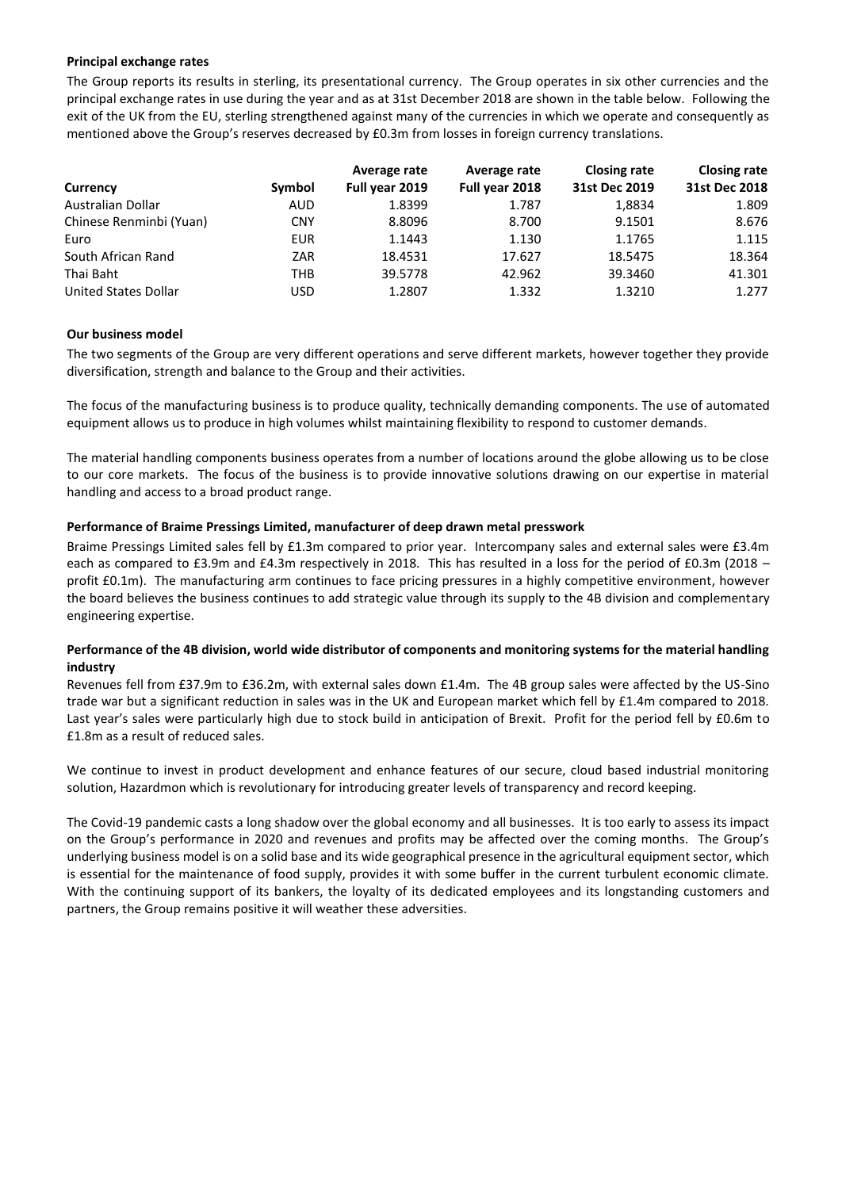**Principal exchange rates**

The Group reports its results in sterling, its presentational currency. The Group operates in six other currencies and the principal exchange rates in use during the year and as at 31st December 2018 are shown in the table below. Following the exit of the UK from the EU, sterling strengthened against many of the currencies in which we operate and consequently as mentioned above the Group's reserves decreased by £0.3m from losses in foreign currency translations.

| Currency | Symbol | Average rate Full year 2019 | Average rate Full year 2018 | Closing rate 31st Dec 2019 | Closing rate 31st Dec 2018 |
|---|---|---|---|---|---|
| Australian Dollar | AUD | 1.8399 | 1.787 | 1,8834 | 1.809 |
| Chinese Renminbi (Yuan) | CNY | 8.8096 | 8.700 | 9.1501 | 8.676 |
| Euro | EUR | 1.1443 | 1.130 | 1.1765 | 1.115 |
| South African Rand | ZAR | 18.4531 | 17.627 | 18.5475 | 18.364 |
| Thai Baht | THB | 39.5778 | 42.962 | 39.3460 | 41.301 |
| United States Dollar | USD | 1.2807 | 1.332 | 1.3210 | 1.277 |

**Our business model**

The two segments of the Group are very different operations and serve different markets, however together they provide diversification, strength and balance to the Group and their activities.

The focus of the manufacturing business is to produce quality, technically demanding components. The use of automated equipment allows us to produce in high volumes whilst maintaining flexibility to respond to customer demands.

The material handling components business operates from a number of locations around the globe allowing us to be close to our core markets. The focus of the business is to provide innovative solutions drawing on our expertise in material handling and access to a broad product range.

**Performance of Braime Pressings Limited, manufacturer of deep drawn metal presswork**

Braime Pressings Limited sales fell by £1.3m compared to prior year. Intercompany sales and external sales were £3.4m each as compared to £3.9m and £4.3m respectively in 2018. This has resulted in a loss for the period of £0.3m (2018 – profit £0.1m). The manufacturing arm continues to face pricing pressures in a highly competitive environment, however the board believes the business continues to add strategic value through its supply to the 4B division and complementary engineering expertise.

**Performance of the 4B division, world wide distributor of components and monitoring systems for the material handling industry**

Revenues fell from £37.9m to £36.2m, with external sales down £1.4m. The 4B group sales were affected by the US-Sino trade war but a significant reduction in sales was in the UK and European market which fell by £1.4m compared to 2018. Last year's sales were particularly high due to stock build in anticipation of Brexit. Profit for the period fell by £0.6m to £1.8m as a result of reduced sales.

We continue to invest in product development and enhance features of our secure, cloud based industrial monitoring solution, Hazardmon which is revolutionary for introducing greater levels of transparency and record keeping.

The Covid-19 pandemic casts a long shadow over the global economy and all businesses. It is too early to assess its impact on the Group's performance in 2020 and revenues and profits may be affected over the coming months. The Group's underlying business model is on a solid base and its wide geographical presence in the agricultural equipment sector, which is essential for the maintenance of food supply, provides it with some buffer in the current turbulent economic climate. With the continuing support of its bankers, the loyalty of its dedicated employees and its longstanding customers and partners, the Group remains positive it will weather these adversities.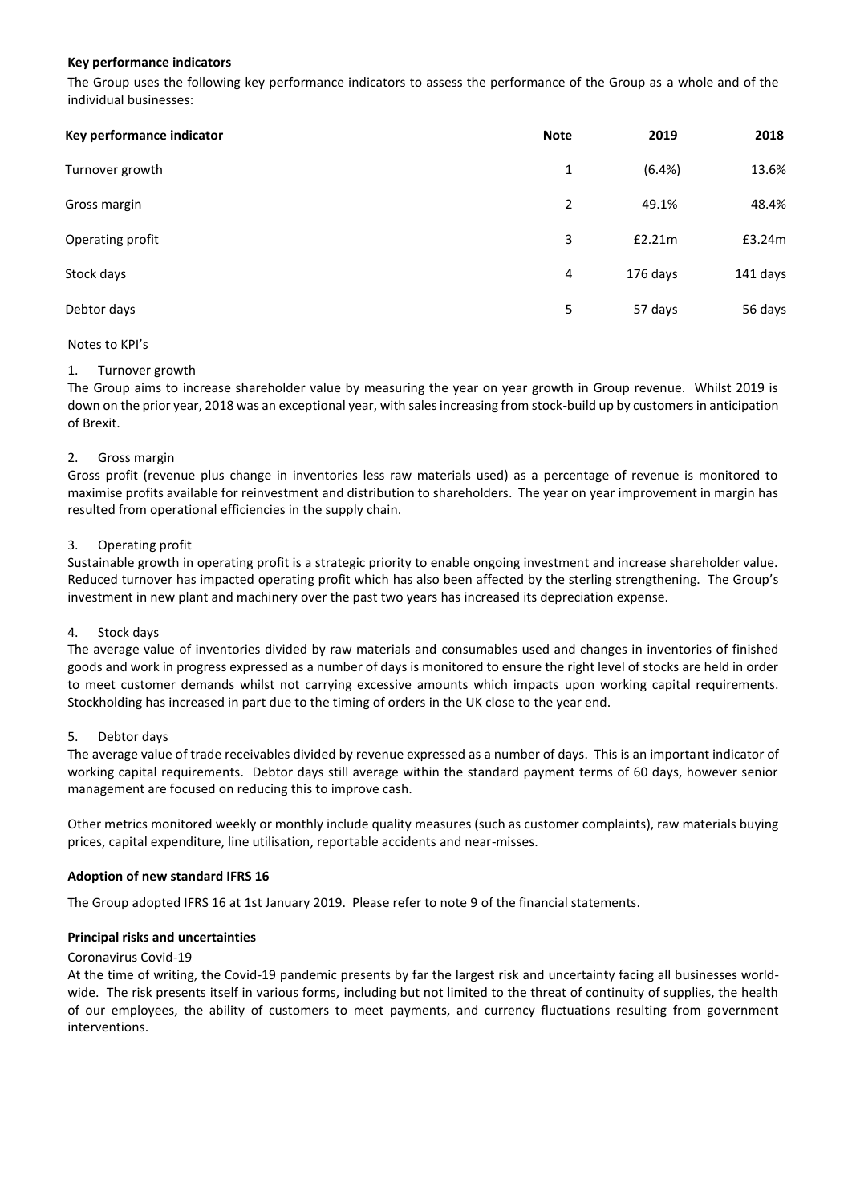**Key performance indicators**

The Group uses the following key performance indicators to assess the performance of the Group as a whole and of the individual businesses:

| Key performance indicator | Note | 2019 | 2018 |
|---|---|---|---|
| Turnover growth | 1 | (6.4%) | 13.6% |
| Gross margin | 2 | 49.1% | 48.4% |
| Operating profit | 3 | £2.21m | £3.24m |
| Stock days | 4 | 176 days | 141 days |
| Debtor days | 5 | 57 days | 56 days |

Notes to KPI's

1. Turnover growth

The Group aims to increase shareholder value by measuring the year on year growth in Group revenue. Whilst 2019 is down on the prior year, 2018 was an exceptional year, with sales increasing from stock-build up by customers in anticipation of Brexit.

2. Gross margin

Gross profit (revenue plus change in inventories less raw materials used) as a percentage of revenue is monitored to maximise profits available for reinvestment and distribution to shareholders. The year on year improvement in margin has resulted from operational efficiencies in the supply chain.

3. Operating profit

Sustainable growth in operating profit is a strategic priority to enable ongoing investment and increase shareholder value. Reduced turnover has impacted operating profit which has also been affected by the sterling strengthening. The Group's investment in new plant and machinery over the past two years has increased its depreciation expense.

4. Stock days

The average value of inventories divided by raw materials and consumables used and changes in inventories of finished goods and work in progress expressed as a number of days is monitored to ensure the right level of stocks are held in order to meet customer demands whilst not carrying excessive amounts which impacts upon working capital requirements. Stockholding has increased in part due to the timing of orders in the UK close to the year end.

5. Debtor days

The average value of trade receivables divided by revenue expressed as a number of days. This is an important indicator of working capital requirements. Debtor days still average within the standard payment terms of 60 days, however senior management are focused on reducing this to improve cash.

Other metrics monitored weekly or monthly include quality measures (such as customer complaints), raw materials buying prices, capital expenditure, line utilisation, reportable accidents and near-misses.

**Adoption of new standard IFRS 16**

The Group adopted IFRS 16 at 1st January 2019. Please refer to note 9 of the financial statements.

**Principal risks and uncertainties**

Coronavirus Covid-19

At the time of writing, the Covid-19 pandemic presents by far the largest risk and uncertainty facing all businesses world-wide. The risk presents itself in various forms, including but not limited to the threat of continuity of supplies, the health of our employees, the ability of customers to meet payments, and currency fluctuations resulting from government interventions.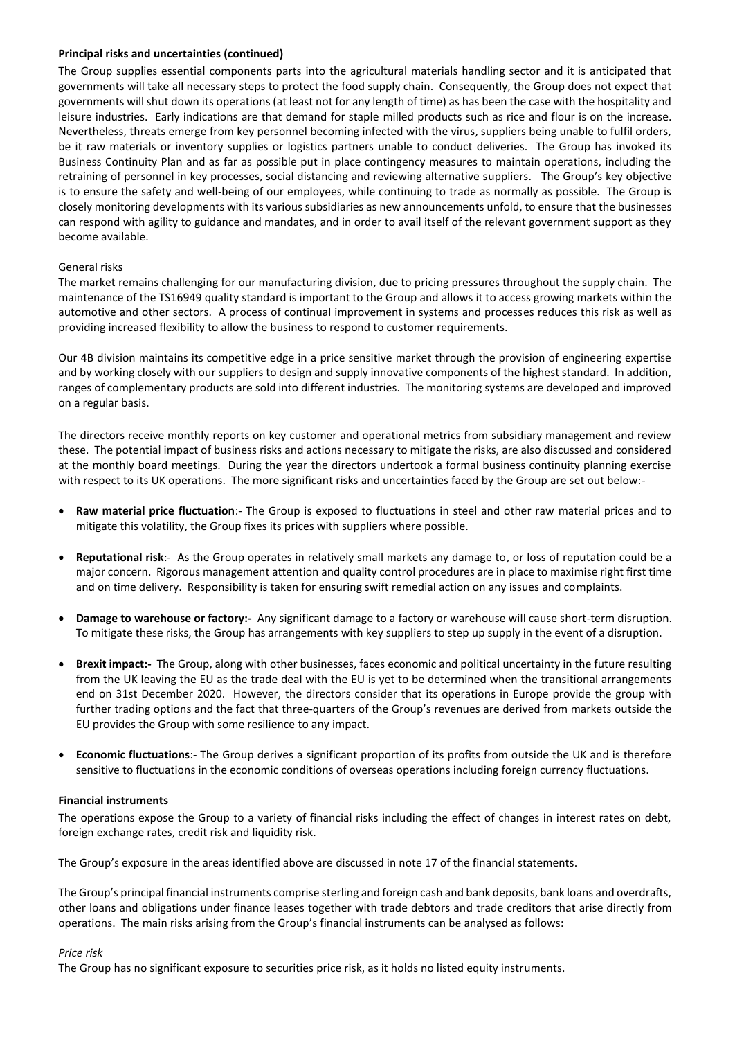**Principal risks and uncertainties (continued)**

The Group supplies essential components parts into the agricultural materials handling sector and it is anticipated that governments will take all necessary steps to protect the food supply chain. Consequently, the Group does not expect that governments will shut down its operations (at least not for any length of time) as has been the case with the hospitality and leisure industries. Early indications are that demand for staple milled products such as rice and flour is on the increase. Nevertheless, threats emerge from key personnel becoming infected with the virus, suppliers being unable to fulfil orders, be it raw materials or inventory supplies or logistics partners unable to conduct deliveries. The Group has invoked its Business Continuity Plan and as far as possible put in place contingency measures to maintain operations, including the retraining of personnel in key processes, social distancing and reviewing alternative suppliers. The Group's key objective is to ensure the safety and well-being of our employees, while continuing to trade as normally as possible. The Group is closely monitoring developments with its various subsidiaries as new announcements unfold, to ensure that the businesses can respond with agility to guidance and mandates, and in order to avail itself of the relevant government support as they become available.

General risks

The market remains challenging for our manufacturing division, due to pricing pressures throughout the supply chain. The maintenance of the TS16949 quality standard is important to the Group and allows it to access growing markets within the automotive and other sectors. A process of continual improvement in systems and processes reduces this risk as well as providing increased flexibility to allow the business to respond to customer requirements.

Our 4B division maintains its competitive edge in a price sensitive market through the provision of engineering expertise and by working closely with our suppliers to design and supply innovative components of the highest standard. In addition, ranges of complementary products are sold into different industries. The monitoring systems are developed and improved on a regular basis.

The directors receive monthly reports on key customer and operational metrics from subsidiary management and review these. The potential impact of business risks and actions necessary to mitigate the risks, are also discussed and considered at the monthly board meetings. During the year the directors undertook a formal business continuity planning exercise with respect to its UK operations. The more significant risks and uncertainties faced by the Group are set out below:-

- **Raw material price fluctuation**:- The Group is exposed to fluctuations in steel and other raw material prices and to mitigate this volatility, the Group fixes its prices with suppliers where possible.
- **Reputational risk**:- As the Group operates in relatively small markets any damage to, or loss of reputation could be a major concern. Rigorous management attention and quality control procedures are in place to maximise right first time and on time delivery. Responsibility is taken for ensuring swift remedial action on any issues and complaints.
- **Damage to warehouse or factory:-** Any significant damage to a factory or warehouse will cause short-term disruption. To mitigate these risks, the Group has arrangements with key suppliers to step up supply in the event of a disruption.
- **Brexit impact:-** The Group, along with other businesses, faces economic and political uncertainty in the future resulting from the UK leaving the EU as the trade deal with the EU is yet to be determined when the transitional arrangements end on 31st December 2020. However, the directors consider that its operations in Europe provide the group with further trading options and the fact that three-quarters of the Group's revenues are derived from markets outside the EU provides the Group with some resilience to any impact.
- **Economic fluctuations**:- The Group derives a significant proportion of its profits from outside the UK and is therefore sensitive to fluctuations in the economic conditions of overseas operations including foreign currency fluctuations.

**Financial instruments**

The operations expose the Group to a variety of financial risks including the effect of changes in interest rates on debt, foreign exchange rates, credit risk and liquidity risk.

The Group's exposure in the areas identified above are discussed in note 17 of the financial statements.

The Group's principal financial instruments comprise sterling and foreign cash and bank deposits, bank loans and overdrafts, other loans and obligations under finance leases together with trade debtors and trade creditors that arise directly from operations. The main risks arising from the Group's financial instruments can be analysed as follows:

*Price risk*

The Group has no significant exposure to securities price risk, as it holds no listed equity instruments.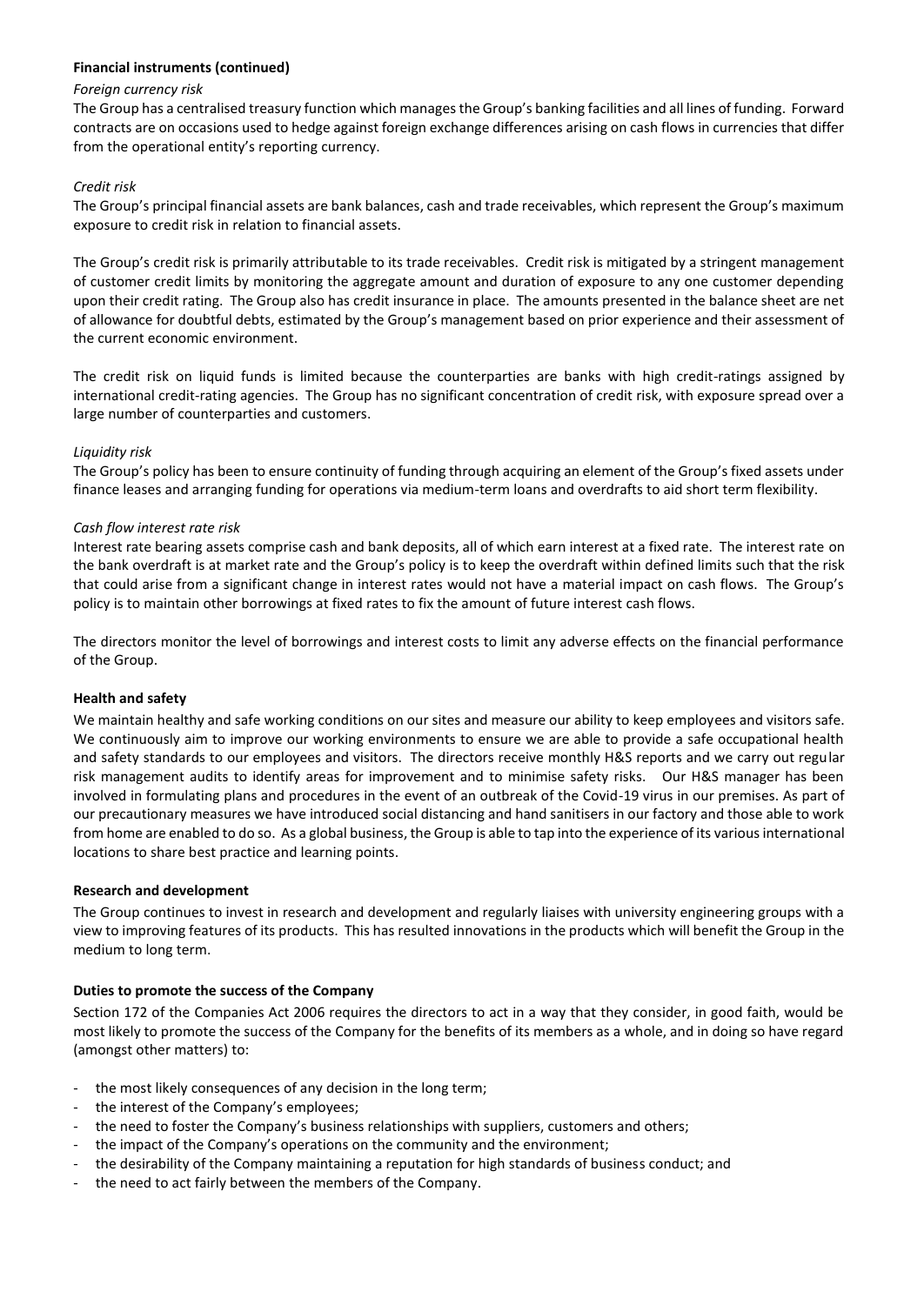**Financial instruments (continued)**

*Foreign currency risk*

The Group has a centralised treasury function which manages the Group's banking facilities and all lines of funding. Forward contracts are on occasions used to hedge against foreign exchange differences arising on cash flows in currencies that differ from the operational entity's reporting currency.

*Credit risk*

The Group's principal financial assets are bank balances, cash and trade receivables, which represent the Group's maximum exposure to credit risk in relation to financial assets.

The Group's credit risk is primarily attributable to its trade receivables. Credit risk is mitigated by a stringent management of customer credit limits by monitoring the aggregate amount and duration of exposure to any one customer depending upon their credit rating. The Group also has credit insurance in place. The amounts presented in the balance sheet are net of allowance for doubtful debts, estimated by the Group's management based on prior experience and their assessment of the current economic environment.

The credit risk on liquid funds is limited because the counterparties are banks with high credit-ratings assigned by international credit-rating agencies. The Group has no significant concentration of credit risk, with exposure spread over a large number of counterparties and customers.

*Liquidity risk*

The Group's policy has been to ensure continuity of funding through acquiring an element of the Group's fixed assets under finance leases and arranging funding for operations via medium-term loans and overdrafts to aid short term flexibility.

*Cash flow interest rate risk*

Interest rate bearing assets comprise cash and bank deposits, all of which earn interest at a fixed rate. The interest rate on the bank overdraft is at market rate and the Group's policy is to keep the overdraft within defined limits such that the risk that could arise from a significant change in interest rates would not have a material impact on cash flows. The Group's policy is to maintain other borrowings at fixed rates to fix the amount of future interest cash flows.

The directors monitor the level of borrowings and interest costs to limit any adverse effects on the financial performance of the Group.

**Health and safety**

We maintain healthy and safe working conditions on our sites and measure our ability to keep employees and visitors safe. We continuously aim to improve our working environments to ensure we are able to provide a safe occupational health and safety standards to our employees and visitors. The directors receive monthly H&S reports and we carry out regular risk management audits to identify areas for improvement and to minimise safety risks. Our H&S manager has been involved in formulating plans and procedures in the event of an outbreak of the Covid-19 virus in our premises. As part of our precautionary measures we have introduced social distancing and hand sanitisers in our factory and those able to work from home are enabled to do so. As a global business, the Group is able to tap into the experience of its various international locations to share best practice and learning points.

**Research and development**

The Group continues to invest in research and development and regularly liaises with university engineering groups with a view to improving features of its products. This has resulted innovations in the products which will benefit the Group in the medium to long term.

**Duties to promote the success of the Company**

Section 172 of the Companies Act 2006 requires the directors to act in a way that they consider, in good faith, would be most likely to promote the success of the Company for the benefits of its members as a whole, and in doing so have regard (amongst other matters) to:

- the most likely consequences of any decision in the long term;
- the interest of the Company's employees;
- the need to foster the Company's business relationships with suppliers, customers and others;
- the impact of the Company's operations on the community and the environment;
- the desirability of the Company maintaining a reputation for high standards of business conduct; and
- the need to act fairly between the members of the Company.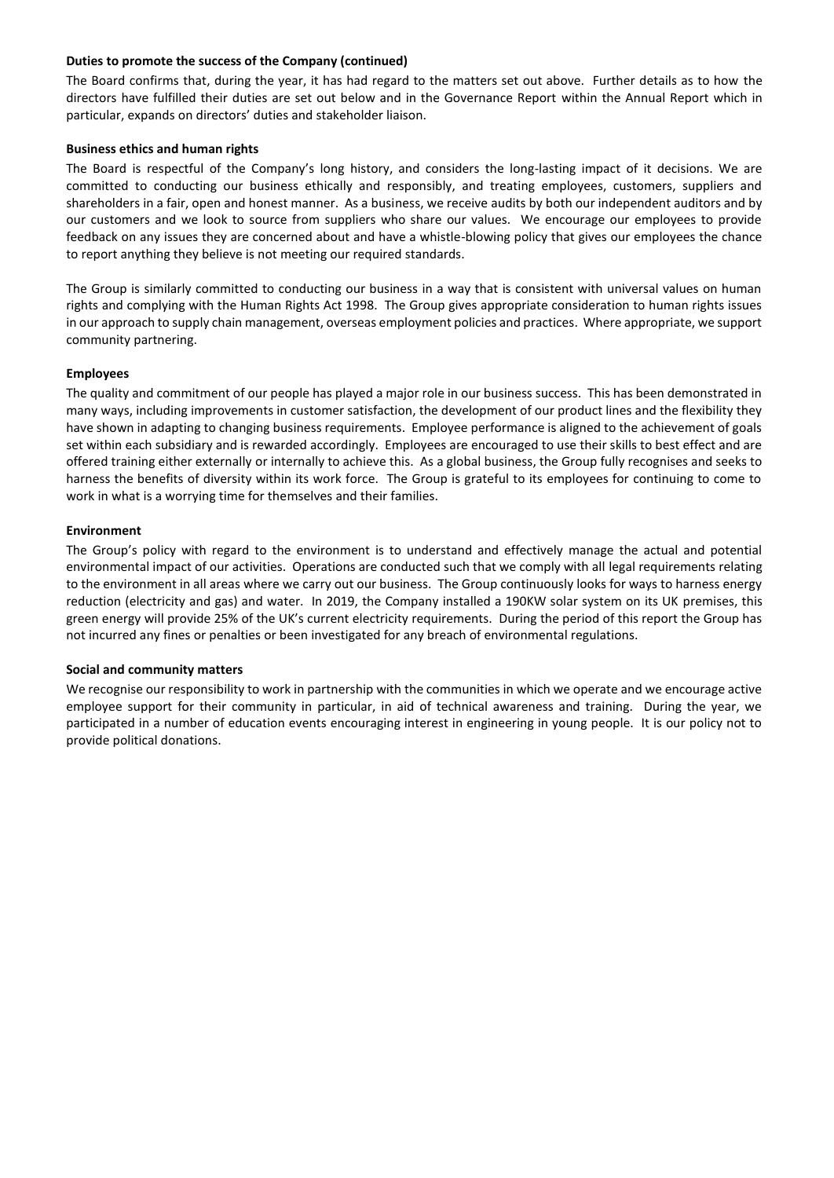**Duties to promote the success of the Company (continued)**

The Board confirms that, during the year, it has had regard to the matters set out above. Further details as to how the directors have fulfilled their duties are set out below and in the Governance Report within the Annual Report which in particular, expands on directors' duties and stakeholder liaison.

**Business ethics and human rights**

The Board is respectful of the Company's long history, and considers the long-lasting impact of it decisions. We are committed to conducting our business ethically and responsibly, and treating employees, customers, suppliers and shareholders in a fair, open and honest manner. As a business, we receive audits by both our independent auditors and by our customers and we look to source from suppliers who share our values. We encourage our employees to provide feedback on any issues they are concerned about and have a whistle-blowing policy that gives our employees the chance to report anything they believe is not meeting our required standards.

The Group is similarly committed to conducting our business in a way that is consistent with universal values on human rights and complying with the Human Rights Act 1998. The Group gives appropriate consideration to human rights issues in our approach to supply chain management, overseas employment policies and practices. Where appropriate, we support community partnering.

**Employees**

The quality and commitment of our people has played a major role in our business success. This has been demonstrated in many ways, including improvements in customer satisfaction, the development of our product lines and the flexibility they have shown in adapting to changing business requirements. Employee performance is aligned to the achievement of goals set within each subsidiary and is rewarded accordingly. Employees are encouraged to use their skills to best effect and are offered training either externally or internally to achieve this. As a global business, the Group fully recognises and seeks to harness the benefits of diversity within its work force. The Group is grateful to its employees for continuing to come to work in what is a worrying time for themselves and their families.

**Environment**

The Group's policy with regard to the environment is to understand and effectively manage the actual and potential environmental impact of our activities. Operations are conducted such that we comply with all legal requirements relating to the environment in all areas where we carry out our business. The Group continuously looks for ways to harness energy reduction (electricity and gas) and water. In 2019, the Company installed a 190KW solar system on its UK premises, this green energy will provide 25% of the UK's current electricity requirements. During the period of this report the Group has not incurred any fines or penalties or been investigated for any breach of environmental regulations.

**Social and community matters**

We recognise our responsibility to work in partnership with the communities in which we operate and we encourage active employee support for their community in particular, in aid of technical awareness and training. During the year, we participated in a number of education events encouraging interest in engineering in young people. It is our policy not to provide political donations.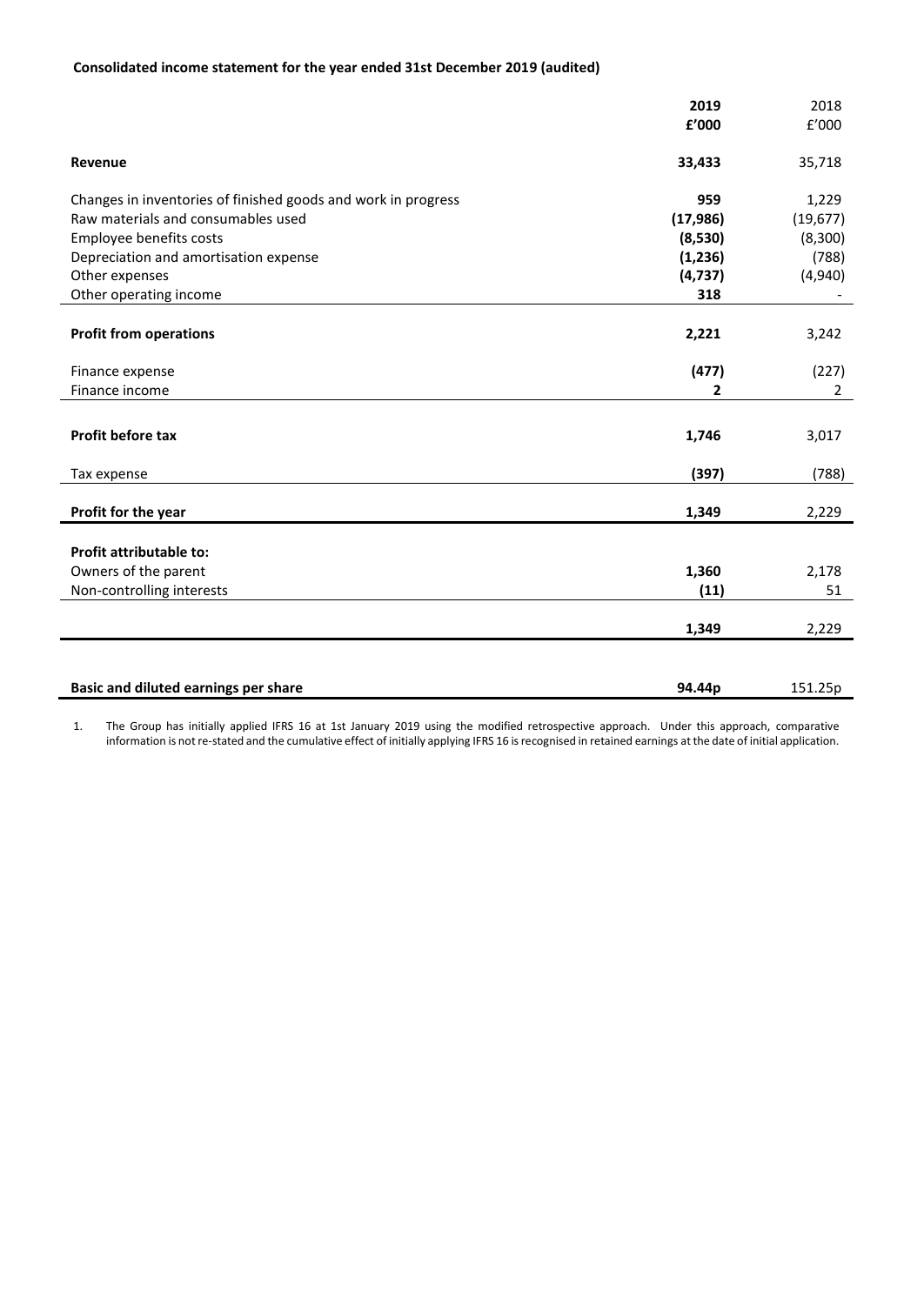**Consolidated income statement for the year ended 31st December 2019 (audited)**

| | 2019 | 2018 |
|---|---|---|
| | £'000 | £'000 |
| **Revenue** | **33,433** | 35,718 |
| Changes in inventories of finished goods and work in progress | **959** | 1,229 |
| Raw materials and consumables used | **(17,986)** | (19,677) |
| Employee benefits costs | **(8,530)** | (8,300) |
| Depreciation and amortisation expense | **(1,236)** | (788) |
| Other expenses | **(4,737)** | (4,940) |
| Other operating income | **318** | - |
| **Profit from operations** | **2,221** | 3,242 |
| Finance expense | **(477)** | (227) |
| Finance income | **2** | 2 |
| **Profit before tax** | **1,746** | 3,017 |
| Tax expense | **(397)** | (788) |
| **Profit for the year** | **1,349** | 2,229 |
| **Profit attributable to:** | | |
| Owners of the parent | **1,360** | 2,178 |
| Non-controlling interests | **(11)** | 51 |
| | **1,349** | 2,229 |
| **Basic and diluted earnings per share** | **94.44p** | 151.25p |

1. The Group has initially applied IFRS 16 at 1st January 2019 using the modified retrospective approach. Under this approach, comparative information is not re-stated and the cumulative effect of initially applying IFRS 16 is recognised in retained earnings at the date of initial application.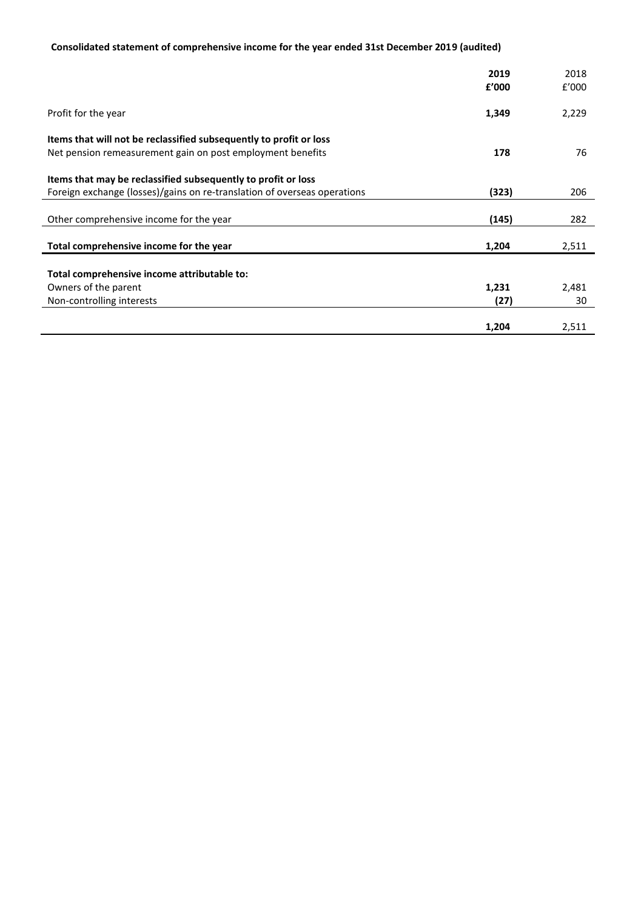**Consolidated statement of comprehensive income for the year ended 31st December 2019 (audited)**

| | **2019** | 2018 |
|---|---|---|
| | **£'000** | £'000 |
| Profit for the year | **1,349** | 2,229 |
| **Items that will not be reclassified subsequently to profit or loss** | | |
| Net pension remeasurement gain on post employment benefits | **178** | 76 |
| **Items that may be reclassified subsequently to profit or loss** | | |
| Foreign exchange (losses)/gains on re-translation of overseas operations | **(323)** | 206 |
| Other comprehensive income for the year | **(145)** | 282 |
| **Total comprehensive income for the year** | **1,204** | 2,511 |
| **Total comprehensive income attributable to:** | | |
| Owners of the parent | **1,231** | 2,481 |
| Non-controlling interests | **(27)** | 30 |
| | **1,204** | 2,511 |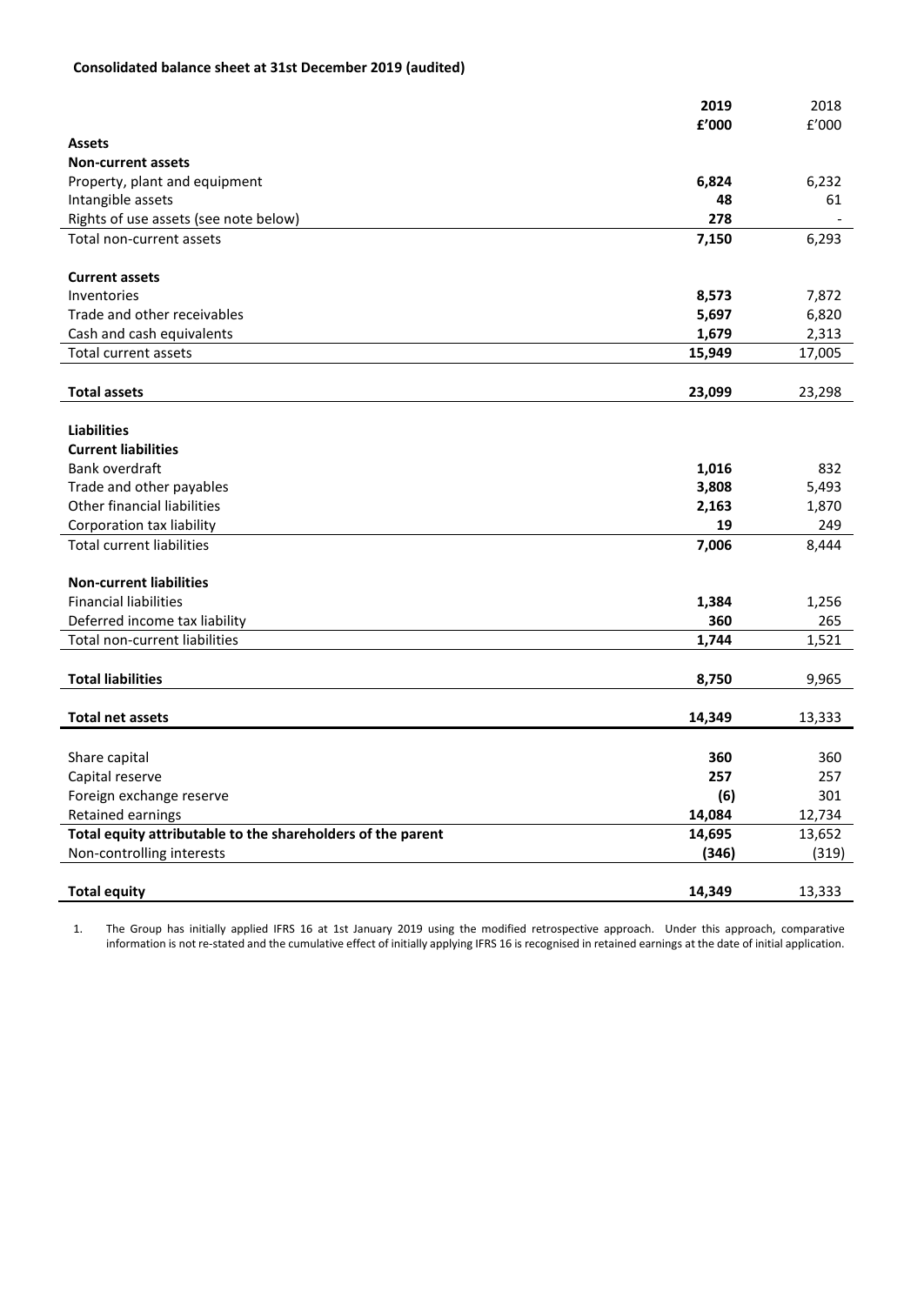**Consolidated balance sheet at 31st December 2019 (audited)**

| | **2019** | 2018 |
|---|---|---|
| | **£'000** | £'000 |
| **Assets** | | |
| **Non-current assets** | | |
| Property, plant and equipment | **6,824** | 6,232 |
| Intangible assets | **48** | 61 |
| Rights of use assets (see note below) | **278** | - |
| Total non-current assets | **7,150** | 6,293 |
| | | |
| **Current assets** | | |
| Inventories | **8,573** | 7,872 |
| Trade and other receivables | **5,697** | 6,820 |
| Cash and cash equivalents | **1,679** | 2,313 |
| Total current assets | **15,949** | 17,005 |
| | | |
| **Total assets** | **23,099** | 23,298 |
| | | |
| **Liabilities** | | |
| **Current liabilities** | | |
| Bank overdraft | **1,016** | 832 |
| Trade and other payables | **3,808** | 5,493 |
| Other financial liabilities | **2,163** | 1,870 |
| Corporation tax liability | **19** | 249 |
| Total current liabilities | **7,006** | 8,444 |
| | | |
| **Non-current liabilities** | | |
| Financial liabilities | **1,384** | 1,256 |
| Deferred income tax liability | **360** | 265 |
| Total non-current liabilities | **1,744** | 1,521 |
| | | |
| **Total liabilities** | **8,750** | 9,965 |
| | | |
| **Total net assets** | **14,349** | 13,333 |
| | | |
| Share capital | **360** | 360 |
| Capital reserve | **257** | 257 |
| Foreign exchange reserve | **(6)** | 301 |
| Retained earnings | **14,084** | 12,734 |
| **Total equity attributable to the shareholders of the parent** | **14,695** | 13,652 |
| Non-controlling interests | **(346)** | (319) |
| | | |
| **Total equity** | **14,349** | 13,333 |

1. The Group has initially applied IFRS 16 at 1st January 2019 using the modified retrospective approach. Under this approach, comparative information is not re-stated and the cumulative effect of initially applying IFRS 16 is recognised in retained earnings at the date of initial application.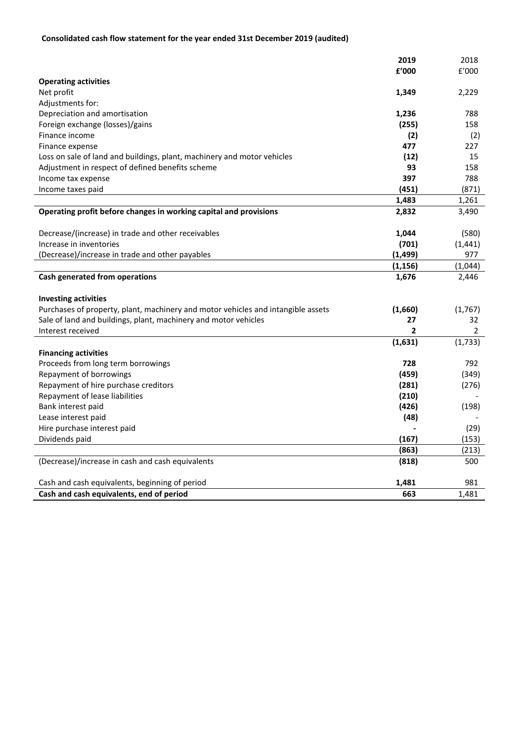**Consolidated cash flow statement for the year ended 31st December 2019 (audited)**

| | **2019** | 2018 |
|---|---|---|
| | **£'000** | £'000 |
| **Operating activities** | | |
| Net profit | **1,349** | 2,229 |
| Adjustments for: | | |
| Depreciation and amortisation | **1,236** | 788 |
| Foreign exchange (losses)/gains | **(255)** | 158 |
| Finance income | **(2)** | (2) |
| Finance expense | **477** | 227 |
| Loss on sale of land and buildings, plant, machinery and motor vehicles | **(12)** | 15 |
| Adjustment in respect of defined benefits scheme | **93** | 158 |
| Income tax expense | **397** | 788 |
| Income taxes paid | **(451)** | (871) |
| | **1,483** | 1,261 |
| **Operating profit before changes in working capital and provisions** | **2,832** | 3,490 |
| | | |
| Decrease/(increase) in trade and other receivables | **1,044** | (580) |
| Increase in inventories | **(701)** | (1,441) |
| (Decrease)/increase in trade and other payables | **(1,499)** | 977 |
| | **(1,156)** | (1,044) |
| **Cash generated from operations** | **1,676** | 2,446 |
| | | |
| **Investing activities** | | |
| Purchases of property, plant, machinery and motor vehicles and intangible assets | **(1,660)** | (1,767) |
| Sale of land and buildings, plant, machinery and motor vehicles | **27** | 32 |
| Interest received | **2** | 2 |
| | **(1,631)** | (1,733) |
| **Financing activities** | | |
| Proceeds from long term borrowings | **728** | 792 |
| Repayment of borrowings | **(459)** | (349) |
| Repayment of hire purchase creditors | **(281)** | (276) |
| Repayment of lease liabilities | **(210)** | - |
| Bank interest paid | **(426)** | (198) |
| Lease interest paid | **(48)** | - |
| Hire purchase interest paid | **-** | (29) |
| Dividends paid | **(167)** | (153) |
| | **(863)** | (213) |
| (Decrease)/increase in cash and cash equivalents | **(818)** | 500 |
| | | |
| Cash and cash equivalents, beginning of period | **1,481** | 981 |
| **Cash and cash equivalents, end of period** | **663** | 1,481 |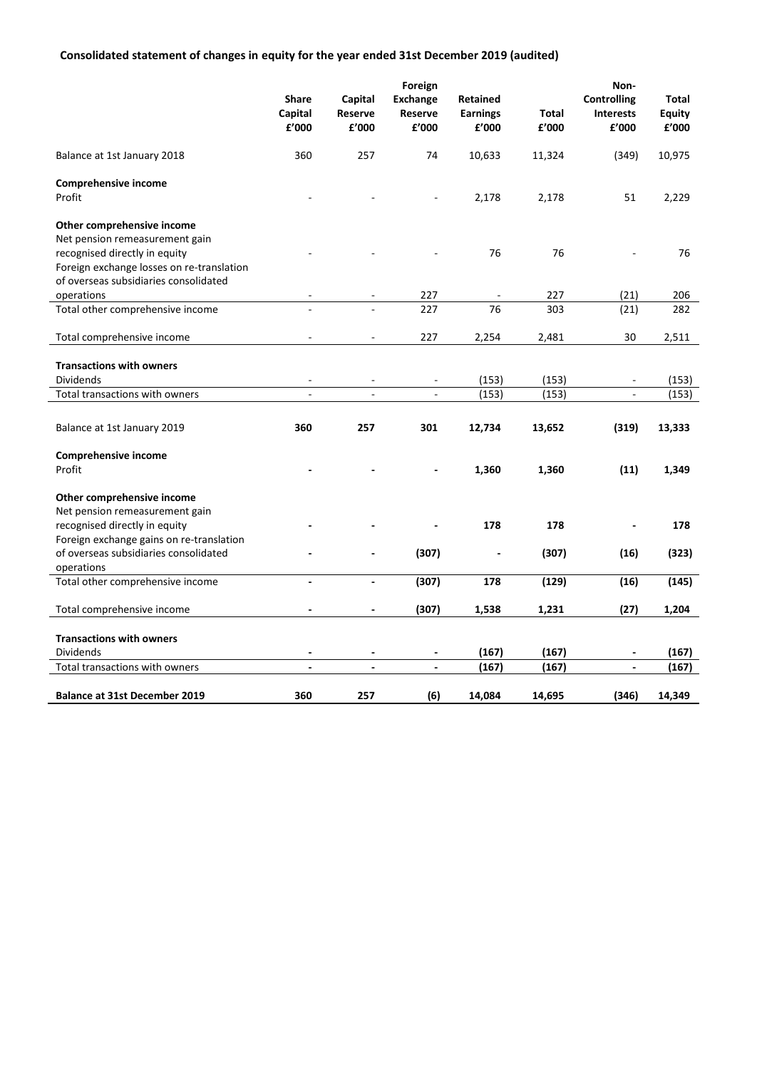**Consolidated statement of changes in equity for the year ended 31st December 2019 (audited)**

| | Share Capital £'000 | Capital Reserve £'000 | Foreign Exchange Reserve £'000 | Retained Earnings £'000 | Total £'000 | Non-Controlling Interests £'000 | Total Equity £'000 |
|---|---|---|---|---|---|---|---|
| Balance at 1st January 2018 | 360 | 257 | 74 | 10,633 | 11,324 | (349) | 10,975 |
| **Comprehensive income** | | | | | | | |
| Profit | - | - | - | 2,178 | 2,178 | 51 | 2,229 |
| **Other comprehensive income** | | | | | | | |
| Net pension remeasurement gain recognised directly in equity | - | - | - | 76 | 76 | - | 76 |
| Foreign exchange losses on re-translation of overseas subsidiaries consolidated operations | - | - | 227 | - | 227 | (21) | 206 |
| Total other comprehensive income | - | - | 227 | 76 | 303 | (21) | 282 |
| Total comprehensive income | - | - | 227 | 2,254 | 2,481 | 30 | 2,511 |
| **Transactions with owners** | | | | | | | |
| Dividends | - | - | - | (153) | (153) | - | (153) |
| Total transactions with owners | - | - | - | (153) | (153) | - | (153) |
| Balance at 1st January 2019 | **360** | **257** | **301** | **12,734** | **13,652** | **(319)** | **13,333** |
| **Comprehensive income** | | | | | | | |
| Profit | **-** | **-** | **-** | **1,360** | **1,360** | **(11)** | **1,349** |
| **Other comprehensive income** | | | | | | | |
| Net pension remeasurement gain recognised directly in equity | **-** | **-** | **-** | **178** | **178** | **-** | **178** |
| Foreign exchange gains on re-translation of overseas subsidiaries consolidated operations | **-** | **-** | **(307)** | **-** | **(307)** | **(16)** | **(323)** |
| Total other comprehensive income | **-** | **-** | **(307)** | **178** | **(129)** | **(16)** | **(145)** |
| Total comprehensive income | **-** | **-** | **(307)** | **1,538** | **1,231** | **(27)** | **1,204** |
| **Transactions with owners** | | | | | | | |
| Dividends | **-** | **-** | **-** | **(167)** | **(167)** | **-** | **(167)** |
| Total transactions with owners | **-** | **-** | **-** | **(167)** | **(167)** | **-** | **(167)** |
| **Balance at 31st December 2019** | **360** | **257** | **(6)** | **14,084** | **14,695** | **(346)** | **14,349** |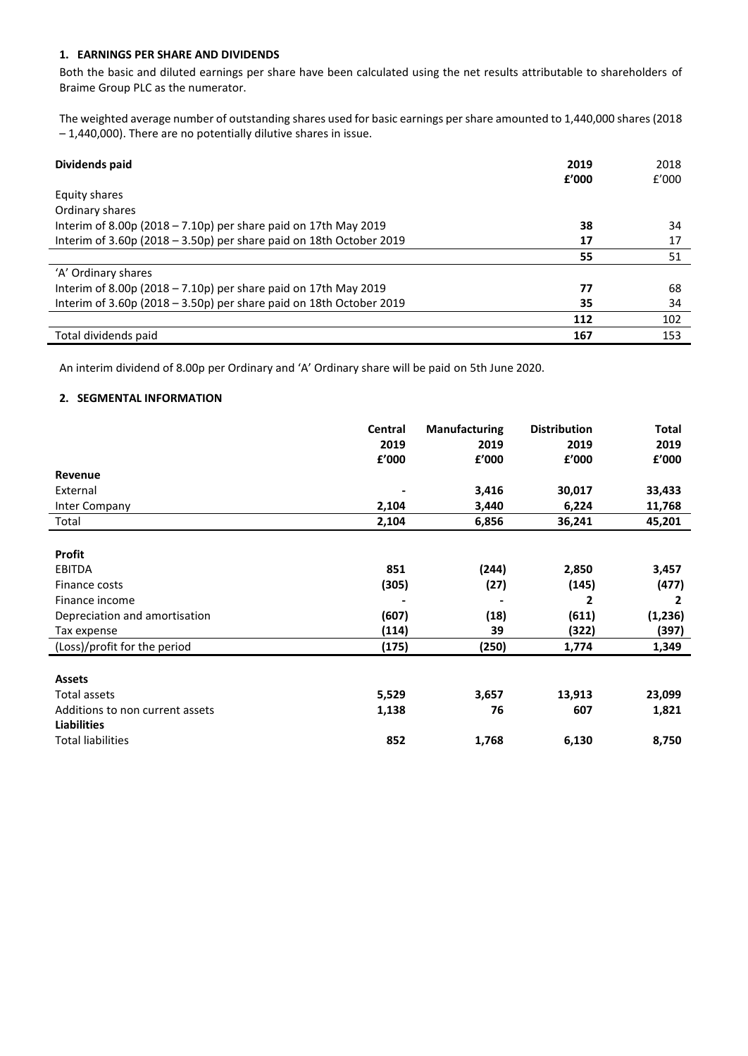### 1. EARNINGS PER SHARE AND DIVIDENDS

Both the basic and diluted earnings per share have been calculated using the net results attributable to shareholders of Braime Group PLC as the numerator.

The weighted average number of outstanding shares used for basic earnings per share amounted to 1,440,000 shares (2018 – 1,440,000). There are no potentially dilutive shares in issue.

| **Dividends paid** | **2019 £'000** | 2018 £'000 |
|---|---|---|
| Equity shares | | |
| Ordinary shares | | |
| Interim of 8.00p (2018 – 7.10p) per share paid on 17th May 2019 | **38** | 34 |
| Interim of 3.60p (2018 – 3.50p) per share paid on 18th October 2019 | **17** | 17 |
| | **55** | 51 |
| 'A' Ordinary shares | | |
| Interim of 8.00p (2018 – 7.10p) per share paid on 17th May 2019 | **77** | 68 |
| Interim of 3.60p (2018 – 3.50p) per share paid on 18th October 2019 | **35** | 34 |
| | **112** | 102 |
| Total dividends paid | **167** | 153 |

An interim dividend of 8.00p per Ordinary and 'A' Ordinary share will be paid on 5th June 2020.

### 2. SEGMENTAL INFORMATION

| | **Central 2019 £'000** | **Manufacturing 2019 £'000** | **Distribution 2019 £'000** | **Total 2019 £'000** |
|---|---|---|---|---|
| **Revenue** | | | | |
| External | **-** | **3,416** | **30,017** | **33,433** |
| Inter Company | **2,104** | **3,440** | **6,224** | **11,768** |
| Total | **2,104** | **6,856** | **36,241** | **45,201** |
| | | | | |
| **Profit** | | | | |
| EBITDA | **851** | **(244)** | **2,850** | **3,457** |
| Finance costs | **(305)** | **(27)** | **(145)** | **(477)** |
| Finance income | **-** | **-** | **2** | **2** |
| Depreciation and amortisation | **(607)** | **(18)** | **(611)** | **(1,236)** |
| Tax expense | **(114)** | **39** | **(322)** | **(397)** |
| (Loss)/profit for the period | **(175)** | **(250)** | **1,774** | **1,349** |
| | | | | |
| **Assets** | | | | |
| Total assets | **5,529** | **3,657** | **13,913** | **23,099** |
| Additions to non current assets | **1,138** | **76** | **607** | **1,821** |
| **Liabilities** | | | | |
| Total liabilities | **852** | **1,768** | **6,130** | **8,750** |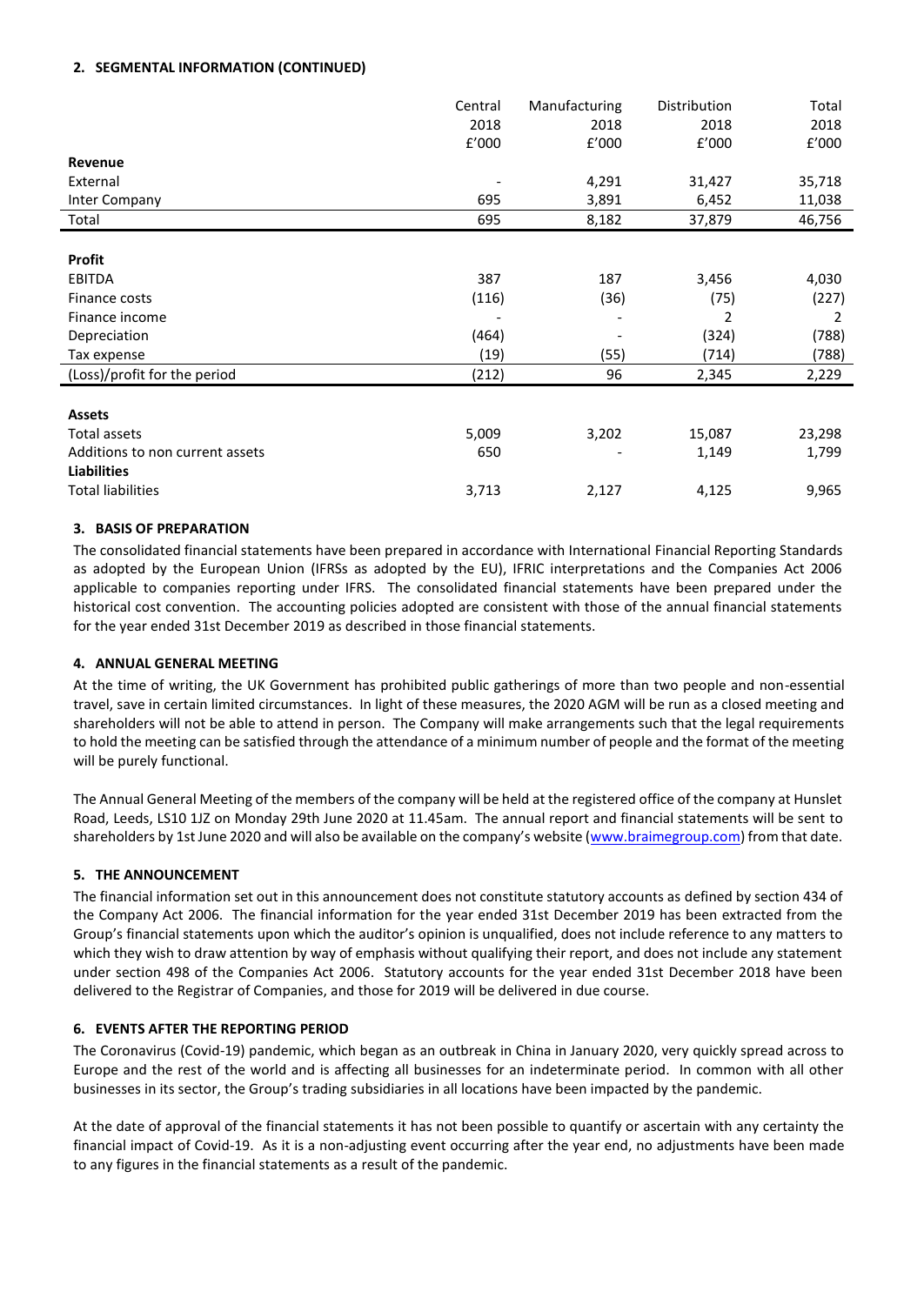## 2. SEGMENTAL INFORMATION (CONTINUED)

| | Central 2018 £'000 | Manufacturing 2018 £'000 | Distribution 2018 £'000 | Total 2018 £'000 |
|---|---|---|---|---|
| **Revenue** | | | | |
| External | - | 4,291 | 31,427 | 35,718 |
| Inter Company | 695 | 3,891 | 6,452 | 11,038 |
| Total | 695 | 8,182 | 37,879 | 46,756 |
| **Profit** | | | | |
| EBITDA | 387 | 187 | 3,456 | 4,030 |
| Finance costs | (116) | (36) | (75) | (227) |
| Finance income | - | - | 2 | 2 |
| Depreciation | (464) | - | (324) | (788) |
| Tax expense | (19) | (55) | (714) | (788) |
| (Loss)/profit for the period | (212) | 96 | 2,345 | 2,229 |
| **Assets** | | | | |
| Total assets | 5,009 | 3,202 | 15,087 | 23,298 |
| Additions to non current assets | 650 | - | 1,149 | 1,799 |
| **Liabilities** | | | | |
| Total liabilities | 3,713 | 2,127 | 4,125 | 9,965 |

## 3. BASIS OF PREPARATION

The consolidated financial statements have been prepared in accordance with International Financial Reporting Standards as adopted by the European Union (IFRSs as adopted by the EU), IFRIC interpretations and the Companies Act 2006 applicable to companies reporting under IFRS. The consolidated financial statements have been prepared under the historical cost convention. The accounting policies adopted are consistent with those of the annual financial statements for the year ended 31st December 2019 as described in those financial statements.

## 4. ANNUAL GENERAL MEETING

At the time of writing, the UK Government has prohibited public gatherings of more than two people and non-essential travel, save in certain limited circumstances. In light of these measures, the 2020 AGM will be run as a closed meeting and shareholders will not be able to attend in person. The Company will make arrangements such that the legal requirements to hold the meeting can be satisfied through the attendance of a minimum number of people and the format of the meeting will be purely functional.

The Annual General Meeting of the members of the company will be held at the registered office of the company at Hunslet Road, Leeds, LS10 1JZ on Monday 29th June 2020 at 11.45am. The annual report and financial statements will be sent to shareholders by 1st June 2020 and will also be available on the company's website (www.braimegroup.com) from that date.

## 5. THE ANNOUNCEMENT

The financial information set out in this announcement does not constitute statutory accounts as defined by section 434 of the Company Act 2006. The financial information for the year ended 31st December 2019 has been extracted from the Group's financial statements upon which the auditor's opinion is unqualified, does not include reference to any matters to which they wish to draw attention by way of emphasis without qualifying their report, and does not include any statement under section 498 of the Companies Act 2006. Statutory accounts for the year ended 31st December 2018 have been delivered to the Registrar of Companies, and those for 2019 will be delivered in due course.

## 6. EVENTS AFTER THE REPORTING PERIOD

The Coronavirus (Covid-19) pandemic, which began as an outbreak in China in January 2020, very quickly spread across to Europe and the rest of the world and is affecting all businesses for an indeterminate period. In common with all other businesses in its sector, the Group's trading subsidiaries in all locations have been impacted by the pandemic.

At the date of approval of the financial statements it has not been possible to quantify or ascertain with any certainty the financial impact of Covid-19. As it is a non-adjusting event occurring after the year end, no adjustments have been made to any figures in the financial statements as a result of the pandemic.